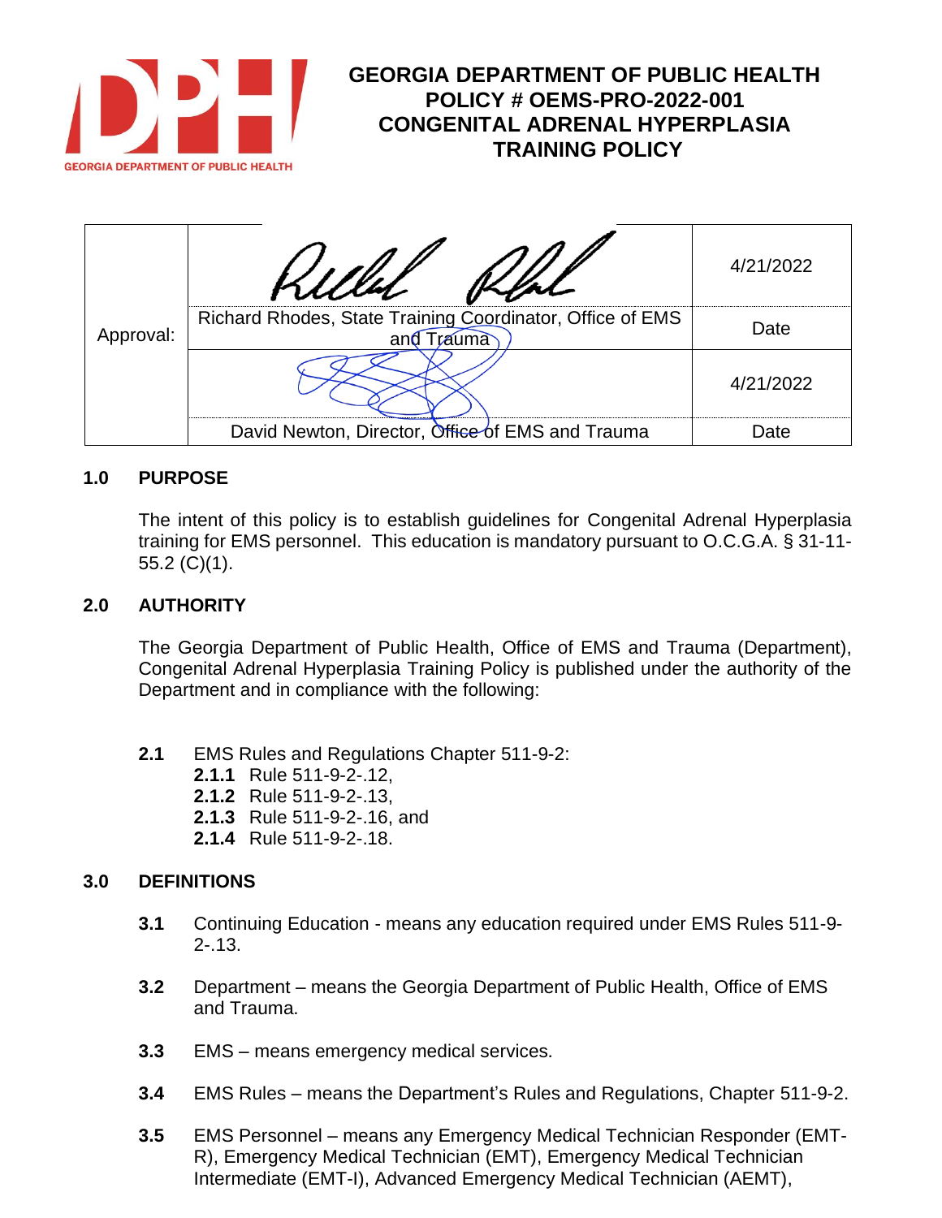# GEORGIA DEPARTMENT OF PUBLIC HEALTH
# POLICY # OEMS-PRO-2022-001
# CONGENITAL ADRENAL HYPERPLASIA TRAINING POLICY

| Approval: | | 4/21/2022 |
|---|---|---|
| | Richard Rhodes, State Training Coordinator, Office of EMS and Trauma | Date |
| | | 4/21/2022 |
| | David Newton, Director, Office of EMS and Trauma | Date |

## 1.0 PURPOSE

The intent of this policy is to establish guidelines for Congenital Adrenal Hyperplasia training for EMS personnel. This education is mandatory pursuant to O.C.G.A. § 31-11-55.2 (C)(1).

## 2.0 AUTHORITY

The Georgia Department of Public Health, Office of EMS and Trauma (Department), Congenital Adrenal Hyperplasia Training Policy is published under the authority of the Department and in compliance with the following:

**2.1** EMS Rules and Regulations Chapter 511-9-2:
- **2.1.1** Rule 511-9-2-.12,
- **2.1.2** Rule 511-9-2-.13,
- **2.1.3** Rule 511-9-2-.16, and
- **2.1.4** Rule 511-9-2-.18.

## 3.0 DEFINITIONS

**3.1** Continuing Education - means any education required under EMS Rules 511-9-2-.13.

**3.2** Department – means the Georgia Department of Public Health, Office of EMS and Trauma.

**3.3** EMS – means emergency medical services.

**3.4** EMS Rules – means the Department's Rules and Regulations, Chapter 511-9-2.

**3.5** EMS Personnel – means any Emergency Medical Technician Responder (EMT-R), Emergency Medical Technician (EMT), Emergency Medical Technician Intermediate (EMT-I), Advanced Emergency Medical Technician (AEMT),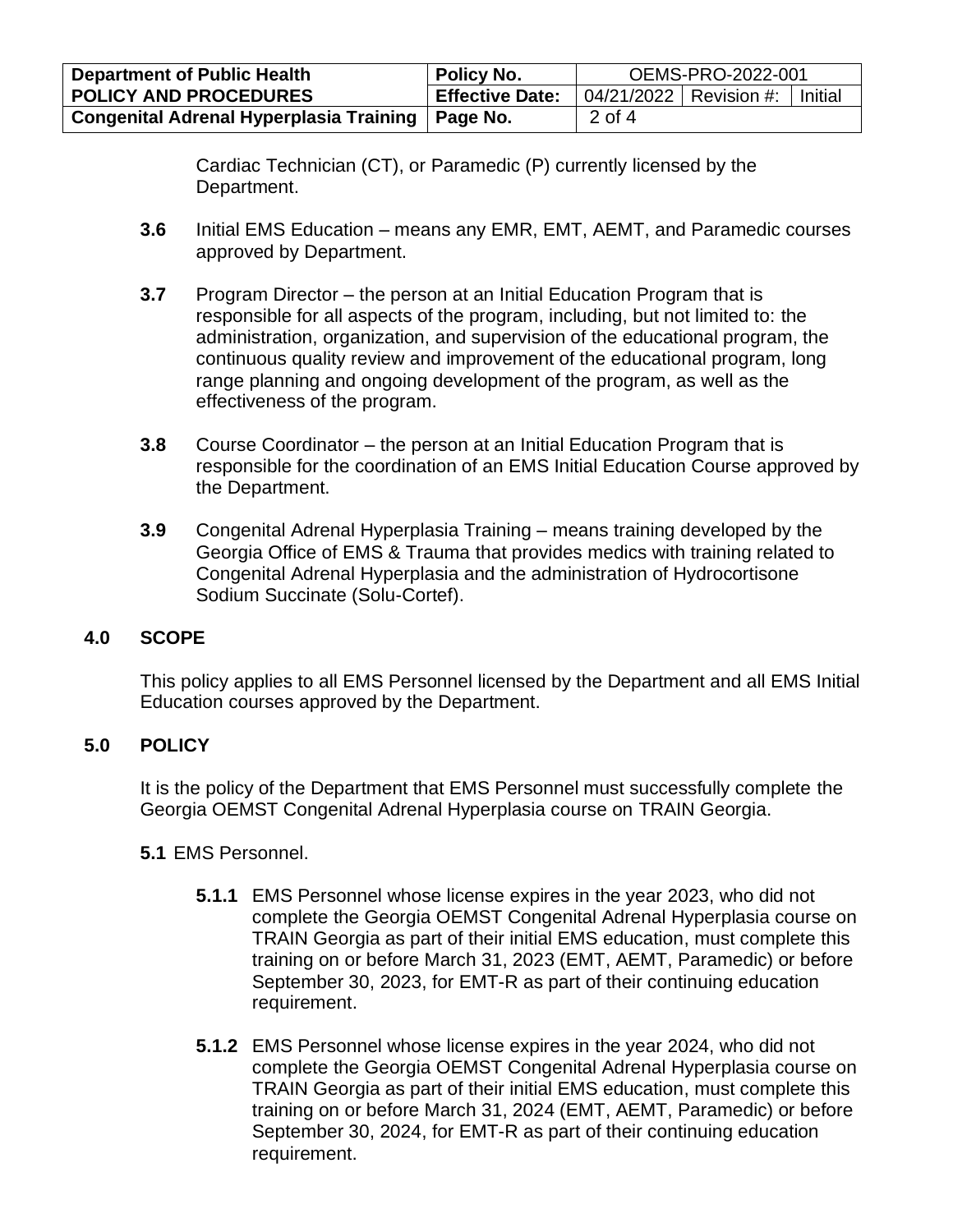Cardiac Technician (CT), or Paramedic (P) currently licensed by the Department.

**3.6** Initial EMS Education – means any EMR, EMT, AEMT, and Paramedic courses approved by Department.

**3.7** Program Director – the person at an Initial Education Program that is responsible for all aspects of the program, including, but not limited to: the administration, organization, and supervision of the educational program, the continuous quality review and improvement of the educational program, long range planning and ongoing development of the program, as well as the effectiveness of the program.

**3.8** Course Coordinator – the person at an Initial Education Program that is responsible for the coordination of an EMS Initial Education Course approved by the Department.

**3.9** Congenital Adrenal Hyperplasia Training – means training developed by the Georgia Office of EMS & Trauma that provides medics with training related to Congenital Adrenal Hyperplasia and the administration of Hydrocortisone Sodium Succinate (Solu-Cortef).

## 4.0 SCOPE

This policy applies to all EMS Personnel licensed by the Department and all EMS Initial Education courses approved by the Department.

## 5.0 POLICY

It is the policy of the Department that EMS Personnel must successfully complete the Georgia OEMST Congenital Adrenal Hyperplasia course on TRAIN Georgia.

**5.1** EMS Personnel.

**5.1.1** EMS Personnel whose license expires in the year 2023, who did not complete the Georgia OEMST Congenital Adrenal Hyperplasia course on TRAIN Georgia as part of their initial EMS education, must complete this training on or before March 31, 2023 (EMT, AEMT, Paramedic) or before September 30, 2023, for EMT-R as part of their continuing education requirement.

**5.1.2** EMS Personnel whose license expires in the year 2024, who did not complete the Georgia OEMST Congenital Adrenal Hyperplasia course on TRAIN Georgia as part of their initial EMS education, must complete this training on or before March 31, 2024 (EMT, AEMT, Paramedic) or before September 30, 2024, for EMT-R as part of their continuing education requirement.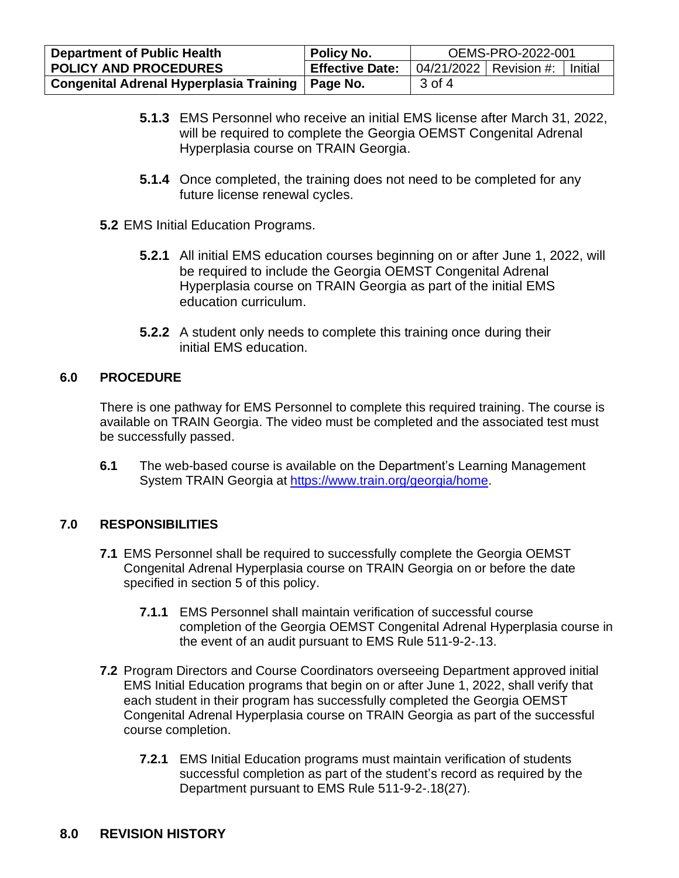**5.1.3** EMS Personnel who receive an initial EMS license after March 31, 2022, will be required to complete the Georgia OEMST Congenital Adrenal Hyperplasia course on TRAIN Georgia.

**5.1.4** Once completed, the training does not need to be completed for any future license renewal cycles.

**5.2** EMS Initial Education Programs.

**5.2.1** All initial EMS education courses beginning on or after June 1, 2022, will be required to include the Georgia OEMST Congenital Adrenal Hyperplasia course on TRAIN Georgia as part of the initial EMS education curriculum.

**5.2.2** A student only needs to complete this training once during their initial EMS education.

## 6.0 PROCEDURE

There is one pathway for EMS Personnel to complete this required training. The course is available on TRAIN Georgia. The video must be completed and the associated test must be successfully passed.

**6.1** The web-based course is available on the Department's Learning Management System TRAIN Georgia at [https://www.train.org/georgia/home](https://www.train.org/georgia/home).

## 7.0 RESPONSIBILITIES

**7.1** EMS Personnel shall be required to successfully complete the Georgia OEMST Congenital Adrenal Hyperplasia course on TRAIN Georgia on or before the date specified in section 5 of this policy.

**7.1.1** EMS Personnel shall maintain verification of successful course completion of the Georgia OEMST Congenital Adrenal Hyperplasia course in the event of an audit pursuant to EMS Rule 511-9-2-.13.

**7.2** Program Directors and Course Coordinators overseeing Department approved initial EMS Initial Education programs that begin on or after June 1, 2022, shall verify that each student in their program has successfully completed the Georgia OEMST Congenital Adrenal Hyperplasia course on TRAIN Georgia as part of the successful course completion.

**7.2.1** EMS Initial Education programs must maintain verification of students successful completion as part of the student's record as required by the Department pursuant to EMS Rule 511-9-2-.18(27).

## 8.0 REVISION HISTORY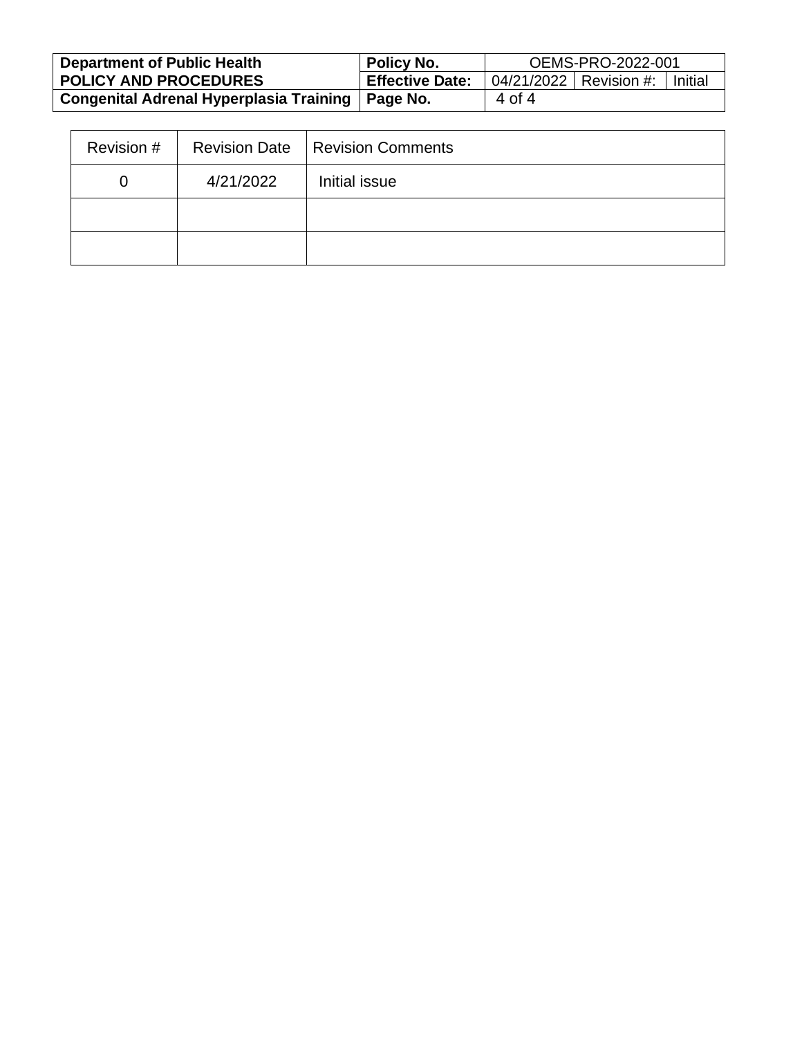| Revision # | Revision Date | Revision Comments |
|---|---|---|
| 0 | 4/21/2022 | Initial issue |
| | | |
| | | |